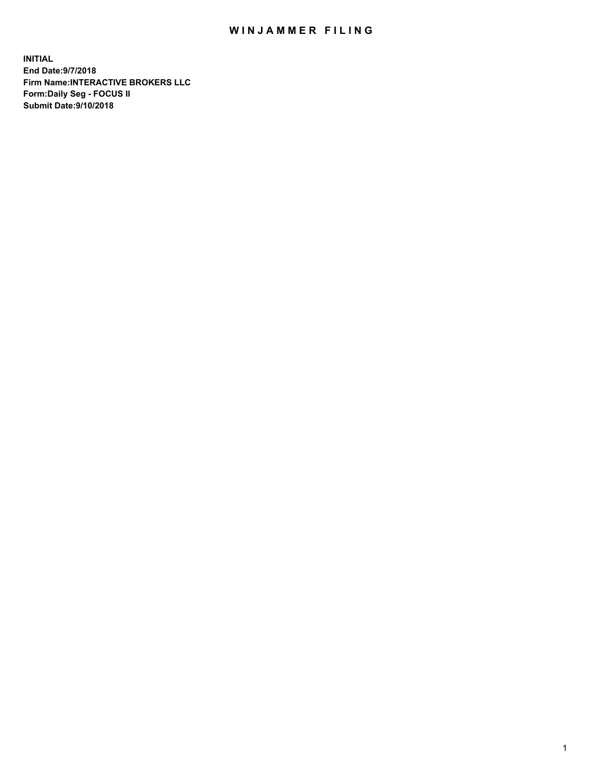# WINJAMMER FILING

**INITIAL**
**End Date:9/7/2018**
**Firm Name:INTERACTIVE BROKERS LLC**
**Form:Daily Seg - FOCUS II**
**Submit Date:9/10/2018**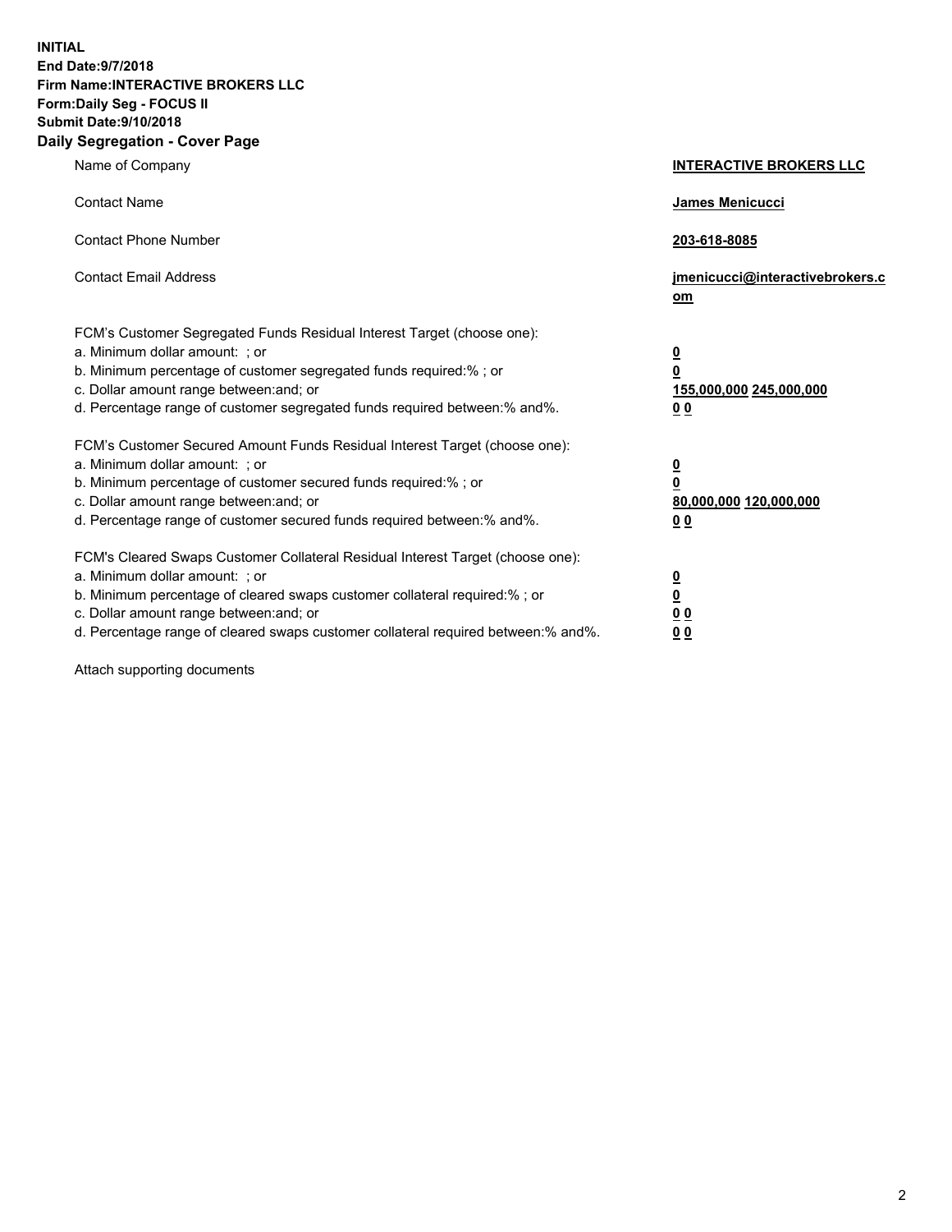**INITIAL**
**End Date:9/7/2018**
**Firm Name:INTERACTIVE BROKERS LLC**
**Form:Daily Seg - FOCUS II**
**Submit Date:9/10/2018**

## Daily Segregation - Cover Page

| | |
|---|---|
| Name of Company | **INTERACTIVE BROKERS LLC** |
| Contact Name | **James Menicucci** |
| Contact Phone Number | **203-618-8085** |
| Contact Email Address | **jmenicucci@interactivebrokers.com** |
| FCM's Customer Segregated Funds Residual Interest Target (choose one): | |
| a. Minimum dollar amount: ; or | **0** |
| b. Minimum percentage of customer segregated funds required:% ; or | **0** |
| c. Dollar amount range between:and; or | **155,000,000 245,000,000** |
| d. Percentage range of customer segregated funds required between:% and%. | **0 0** |
| FCM's Customer Secured Amount Funds Residual Interest Target (choose one): | |
| a. Minimum dollar amount: ; or | **0** |
| b. Minimum percentage of customer secured funds required:% ; or | **0** |
| c. Dollar amount range between:and; or | **80,000,000 120,000,000** |
| d. Percentage range of customer secured funds required between:% and%. | **0 0** |
| FCM's Cleared Swaps Customer Collateral Residual Interest Target (choose one): | |
| a. Minimum dollar amount: ; or | **0** |
| b. Minimum percentage of cleared swaps customer collateral required:% ; or | **0** |
| c. Dollar amount range between:and; or | **0 0** |
| d. Percentage range of cleared swaps customer collateral required between:% and%. | **0 0** |

Attach supporting documents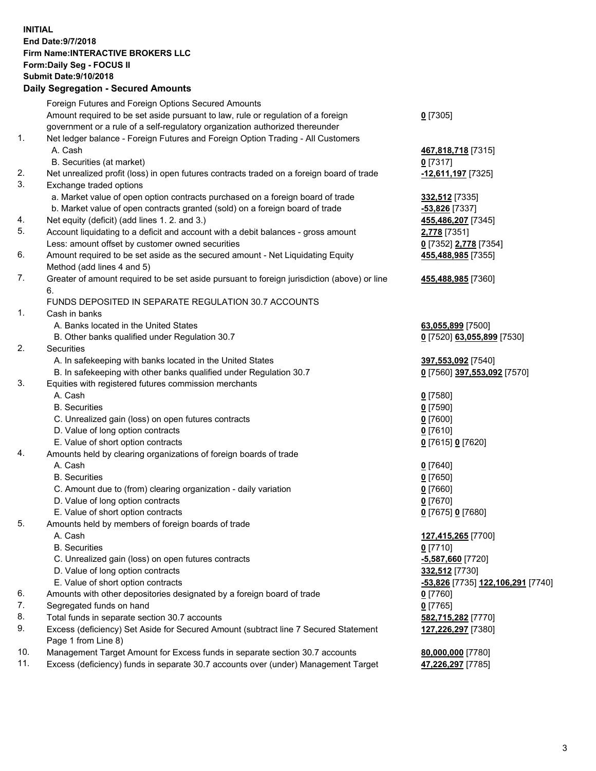**INITIAL**
**End Date:9/7/2018**
**Firm Name:INTERACTIVE BROKERS LLC**
**Form:Daily Seg - FOCUS II**
**Submit Date:9/10/2018**

## Daily Segregation - Secured Amounts

| | | |
|---|---|---|
| | Foreign Futures and Foreign Options Secured Amounts | |
| | Amount required to be set aside pursuant to law, rule or regulation of a foreign government or a rule of a self-regulatory organization authorized thereunder | **0** [7305] |
| 1. | Net ledger balance - Foreign Futures and Foreign Option Trading - All Customers | |
| | A. Cash | **467,818,718** [7315] |
| | B. Securities (at market) | **0** [7317] |
| 2. | Net unrealized profit (loss) in open futures contracts traded on a foreign board of trade | **-12,611,197** [7325] |
| 3. | Exchange traded options | |
| | a. Market value of open option contracts purchased on a foreign board of trade | **332,512** [7335] |
| | b. Market value of open contracts granted (sold) on a foreign board of trade | **-53,826** [7337] |
| 4. | Net equity (deficit) (add lines 1. 2. and 3.) | **455,486,207** [7345] |
| 5. | Account liquidating to a deficit and account with a debit balances - gross amount | **2,778** [7351] |
| | Less: amount offset by customer owned securities | **0** [7352] **2,778** [7354] |
| 6. | Amount required to be set aside as the secured amount - Net Liquidating Equity Method (add lines 4 and 5) | **455,488,985** [7355] |
| 7. | Greater of amount required to be set aside pursuant to foreign jurisdiction (above) or line 6. | **455,488,985** [7360] |
| | FUNDS DEPOSITED IN SEPARATE REGULATION 30.7 ACCOUNTS | |
| 1. | Cash in banks | |
| | A. Banks located in the United States | **63,055,899** [7500] |
| | B. Other banks qualified under Regulation 30.7 | **0** [7520] **63,055,899** [7530] |
| 2. | Securities | |
| | A. In safekeeping with banks located in the United States | **397,553,092** [7540] |
| | B. In safekeeping with other banks qualified under Regulation 30.7 | **0** [7560] **397,553,092** [7570] |
| 3. | Equities with registered futures commission merchants | |
| | A. Cash | **0** [7580] |
| | B. Securities | **0** [7590] |
| | C. Unrealized gain (loss) on open futures contracts | **0** [7600] |
| | D. Value of long option contracts | **0** [7610] |
| | E. Value of short option contracts | **0** [7615] **0** [7620] |
| 4. | Amounts held by clearing organizations of foreign boards of trade | |
| | A. Cash | **0** [7640] |
| | B. Securities | **0** [7650] |
| | C. Amount due to (from) clearing organization - daily variation | **0** [7660] |
| | D. Value of long option contracts | **0** [7670] |
| | E. Value of short option contracts | **0** [7675] **0** [7680] |
| 5. | Amounts held by members of foreign boards of trade | |
| | A. Cash | **127,415,265** [7700] |
| | B. Securities | **0** [7710] |
| | C. Unrealized gain (loss) on open futures contracts | **-5,587,660** [7720] |
| | D. Value of long option contracts | **332,512** [7730] |
| | E. Value of short option contracts | **-53,826** [7735] **122,106,291** [7740] |
| 6. | Amounts with other depositories designated by a foreign board of trade | **0** [7760] |
| 7. | Segregated funds on hand | **0** [7765] |
| 8. | Total funds in separate section 30.7 accounts | **582,715,282** [7770] |
| 9. | Excess (deficiency) Set Aside for Secured Amount (subtract line 7 Secured Statement Page 1 from Line 8) | **127,226,297** [7380] |
| 10. | Management Target Amount for Excess funds in separate section 30.7 accounts | **80,000,000** [7780] |
| 11. | Excess (deficiency) funds in separate 30.7 accounts over (under) Management Target | **47,226,297** [7785] |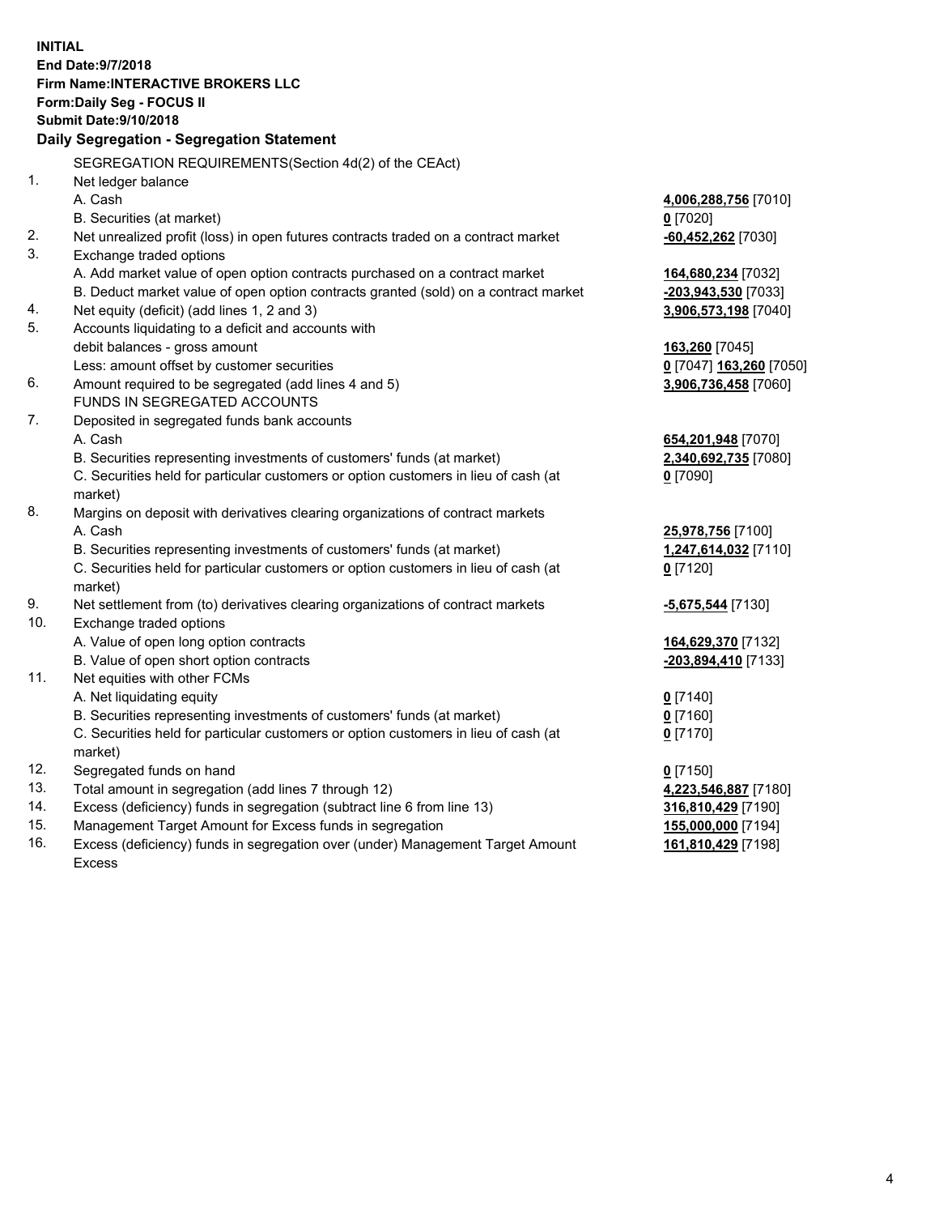**INITIAL**
**End Date:9/7/2018**
**Firm Name:INTERACTIVE BROKERS LLC**
**Form:Daily Seg - FOCUS II**
**Submit Date:9/10/2018**

**Daily Segregation - Segregation Statement**

| | | |
|---|---|---|
| | SEGREGATION REQUIREMENTS(Section 4d(2) of the CEAct) | |
| 1. | Net ledger balance | |
| | A. Cash | **4,006,288,756** [7010] |
| | B. Securities (at market) | **0** [7020] |
| 2. | Net unrealized profit (loss) in open futures contracts traded on a contract market | **-60,452,262** [7030] |
| 3. | Exchange traded options | |
| | A. Add market value of open option contracts purchased on a contract market | **164,680,234** [7032] |
| | B. Deduct market value of open option contracts granted (sold) on a contract market | **-203,943,530** [7033] |
| 4. | Net equity (deficit) (add lines 1, 2 and 3) | **3,906,573,198** [7040] |
| 5. | Accounts liquidating to a deficit and accounts with | |
| | debit balances - gross amount | **163,260** [7045] |
| | Less: amount offset by customer securities | **0** [7047] **163,260** [7050] |
| 6. | Amount required to be segregated (add lines 4 and 5) | **3,906,736,458** [7060] |
| | FUNDS IN SEGREGATED ACCOUNTS | |
| 7. | Deposited in segregated funds bank accounts | |
| | A. Cash | **654,201,948** [7070] |
| | B. Securities representing investments of customers' funds (at market) | **2,340,692,735** [7080] |
| | C. Securities held for particular customers or option customers in lieu of cash (at market) | **0** [7090] |
| 8. | Margins on deposit with derivatives clearing organizations of contract markets | |
| | A. Cash | **25,978,756** [7100] |
| | B. Securities representing investments of customers' funds (at market) | **1,247,614,032** [7110] |
| | C. Securities held for particular customers or option customers in lieu of cash (at market) | **0** [7120] |
| 9. | Net settlement from (to) derivatives clearing organizations of contract markets | **-5,675,544** [7130] |
| 10. | Exchange traded options | |
| | A. Value of open long option contracts | **164,629,370** [7132] |
| | B. Value of open short option contracts | **-203,894,410** [7133] |
| 11. | Net equities with other FCMs | |
| | A. Net liquidating equity | **0** [7140] |
| | B. Securities representing investments of customers' funds (at market) | **0** [7160] |
| | C. Securities held for particular customers or option customers in lieu of cash (at market) | **0** [7170] |
| 12. | Segregated funds on hand | **0** [7150] |
| 13. | Total amount in segregation (add lines 7 through 12) | **4,223,546,887** [7180] |
| 14. | Excess (deficiency) funds in segregation (subtract line 6 from line 13) | **316,810,429** [7190] |
| 15. | Management Target Amount for Excess funds in segregation | **155,000,000** [7194] |
| 16. | Excess (deficiency) funds in segregation over (under) Management Target Amount Excess | **161,810,429** [7198] |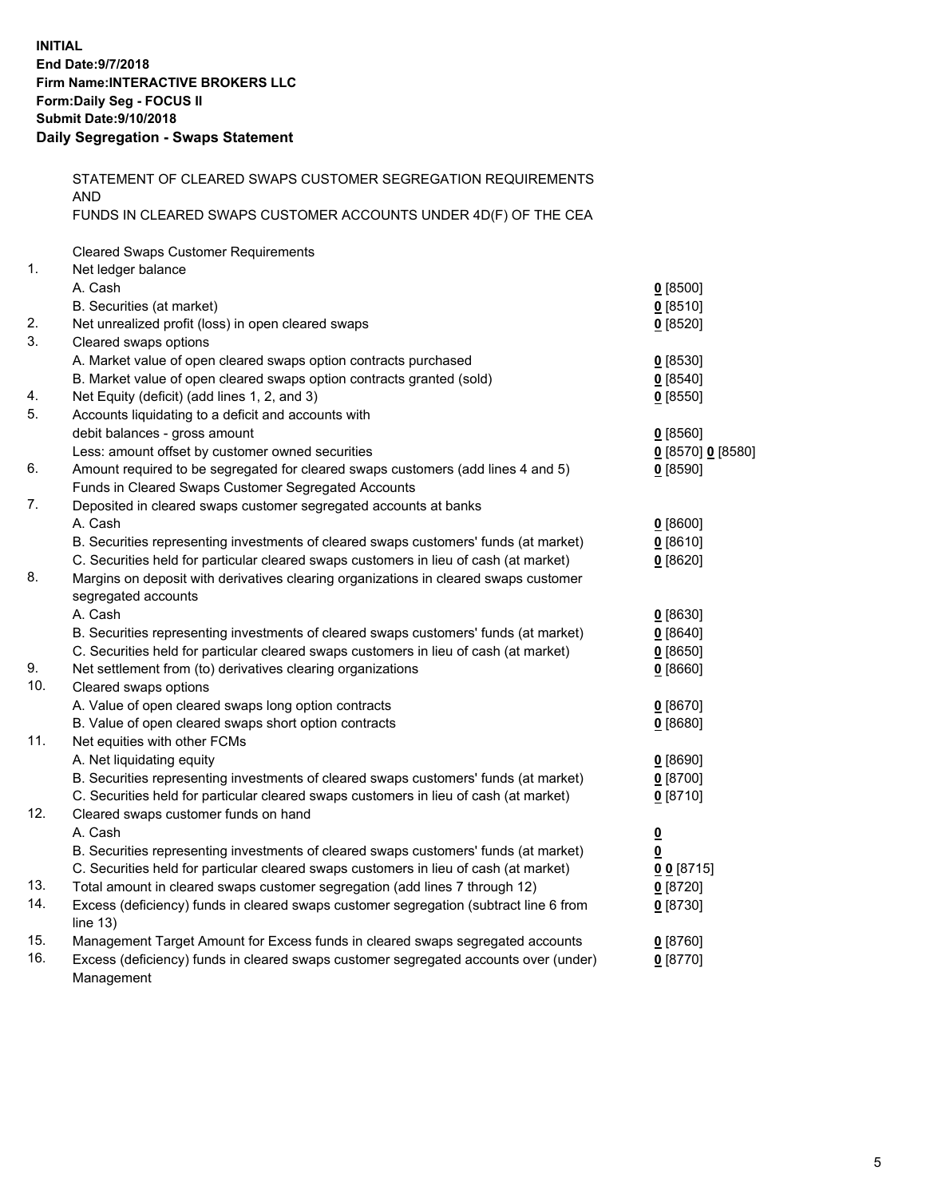**INITIAL**
**End Date:9/7/2018**
**Firm Name:INTERACTIVE BROKERS LLC**
**Form:Daily Seg - FOCUS II**
**Submit Date:9/10/2018**
**Daily Segregation - Swaps Statement**

STATEMENT OF CLEARED SWAPS CUSTOMER SEGREGATION REQUIREMENTS AND FUNDS IN CLEARED SWAPS CUSTOMER ACCOUNTS UNDER 4D(F) OF THE CEA

| | | |
|---|---|---|
| | Cleared Swaps Customer Requirements | |
| 1. | Net ledger balance | |
| | A. Cash | 0 [8500] |
| | B. Securities (at market) | 0 [8510] |
| 2. | Net unrealized profit (loss) in open cleared swaps | 0 [8520] |
| 3. | Cleared swaps options | |
| | A. Market value of open cleared swaps option contracts purchased | 0 [8530] |
| | B. Market value of open cleared swaps option contracts granted (sold) | 0 [8540] |
| 4. | Net Equity (deficit) (add lines 1, 2, and 3) | 0 [8550] |
| 5. | Accounts liquidating to a deficit and accounts with debit balances - gross amount | 0 [8560] |
| | Less: amount offset by customer owned securities | 0 [8570] 0 [8580] |
| 6. | Amount required to be segregated for cleared swaps customers (add lines 4 and 5) | 0 [8590] |
| | Funds in Cleared Swaps Customer Segregated Accounts | |
| 7. | Deposited in cleared swaps customer segregated accounts at banks | |
| | A. Cash | 0 [8600] |
| | B. Securities representing investments of cleared swaps customers' funds (at market) | 0 [8610] |
| | C. Securities held for particular cleared swaps customers in lieu of cash (at market) | 0 [8620] |
| 8. | Margins on deposit with derivatives clearing organizations in cleared swaps customer segregated accounts | |
| | A. Cash | 0 [8630] |
| | B. Securities representing investments of cleared swaps customers' funds (at market) | 0 [8640] |
| | C. Securities held for particular cleared swaps customers in lieu of cash (at market) | 0 [8650] |
| 9. | Net settlement from (to) derivatives clearing organizations | 0 [8660] |
| 10. | Cleared swaps options | |
| | A. Value of open cleared swaps long option contracts | 0 [8670] |
| | B. Value of open cleared swaps short option contracts | 0 [8680] |
| 11. | Net equities with other FCMs | |
| | A. Net liquidating equity | 0 [8690] |
| | B. Securities representing investments of cleared swaps customers' funds (at market) | 0 [8700] |
| | C. Securities held for particular cleared swaps customers in lieu of cash (at market) | 0 [8710] |
| 12. | Cleared swaps customer funds on hand | |
| | A. Cash | 0 |
| | B. Securities representing investments of cleared swaps customers' funds (at market) | 0 |
| | C. Securities held for particular cleared swaps customers in lieu of cash (at market) | 0 0 [8715] |
| 13. | Total amount in cleared swaps customer segregation (add lines 7 through 12) | 0 [8720] |
| 14. | Excess (deficiency) funds in cleared swaps customer segregation (subtract line 6 from line 13) | 0 [8730] |
| 15. | Management Target Amount for Excess funds in cleared swaps segregated accounts | 0 [8760] |
| 16. | Excess (deficiency) funds in cleared swaps customer segregated accounts over (under) Management | 0 [8770] |